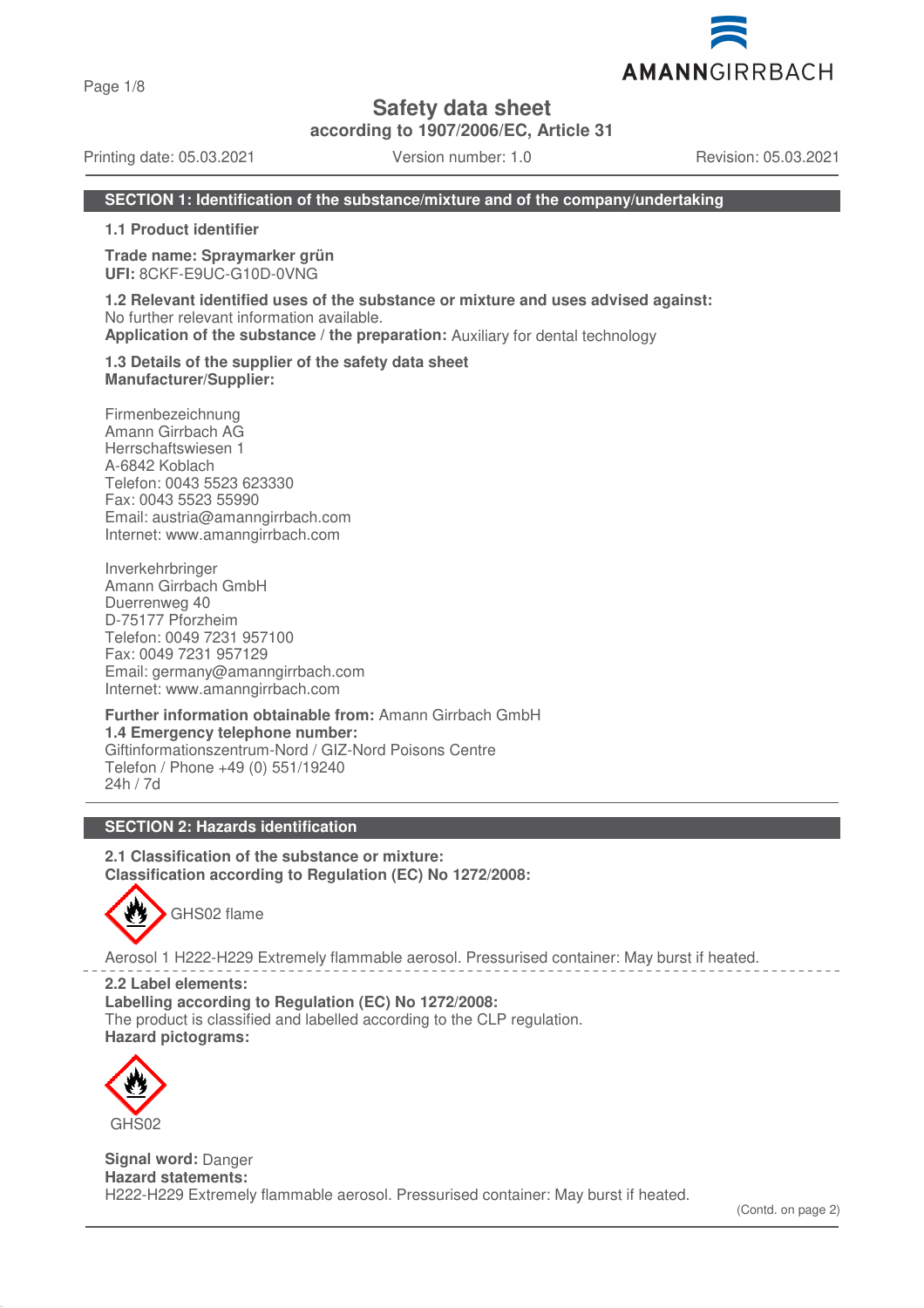# Safety data sheet

**according to 1907/2006/EC, Article 31**

Printing date: 05.03.2021 | Version number: 1.0 | Revision: 05.03.2021

## SECTION 1: Identification of the substance/mixture and of the company/undertaking

**1.1 Product identifier**

**Trade name: Spraymarker grün**
**UFI:** 8CKF-E9UC-G10D-0VNG

**1.2 Relevant identified uses of the substance or mixture and uses advised against:**
No further relevant information available.
**Application of the substance / the preparation:** Auxiliary for dental technology

**1.3 Details of the supplier of the safety data sheet**
**Manufacturer/Supplier:**

Firmenbezeichnung
Amann Girrbach AG
Herrschaftswiesen 1
A-6842 Koblach
Telefon: 0043 5523 623330
Fax: 0043 5523 55990
Email: austria@amanngirrbach.com
Internet: www.amanngirrbach.com

Inverkehrbringer
Amann Girrbach GmbH
Duerrenweg 40
D-75177 Pforzheim
Telefon: 0049 7231 957100
Fax: 0049 7231 957129
Email: germany@amanngirrbach.com
Internet: www.amanngirrbach.com

**Further information obtainable from:** Amann Girrbach GmbH
**1.4 Emergency telephone number:**
Giftinformationszentrum-Nord / GIZ-Nord Poisons Centre
Telefon / Phone +49 (0) 551/19240
24h / 7d

## SECTION 2: Hazards identification

**2.1 Classification of the substance or mixture:**
**Classification according to Regulation (EC) No 1272/2008:**

GHS02 flame

Aerosol 1 H222-H229 Extremely flammable aerosol. Pressurised container: May burst if heated.

**2.2 Label elements:**
**Labelling according to Regulation (EC) No 1272/2008:**
The product is classified and labelled according to the CLP regulation.
**Hazard pictograms:**

GHS02

**Signal word:** Danger
**Hazard statements:**
H222-H229 Extremely flammable aerosol. Pressurised container: May burst if heated.

(Contd. on page 2)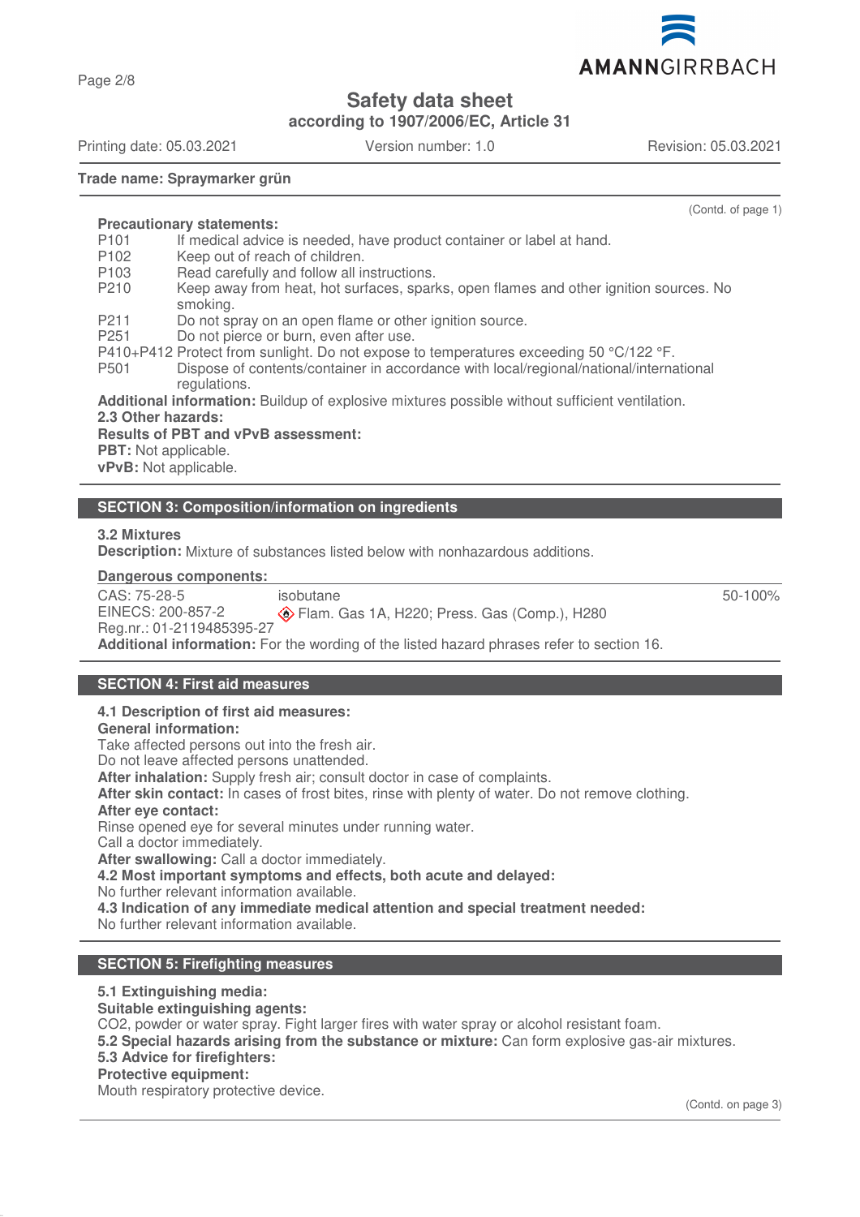**Trade name: Spraymarker grün**

(Contd. of page 1)

**Precautionary statements:**

| | |
|---|---|
| P101 | If medical advice is needed, have product container or label at hand. |
| P102 | Keep out of reach of children. |
| P103 | Read carefully and follow all instructions. |
| P210 | Keep away from heat, hot surfaces, sparks, open flames and other ignition sources. No smoking. |
| P211 | Do not spray on an open flame or other ignition source. |
| P251 | Do not pierce or burn, even after use. |
| P410+P412 | Protect from sunlight. Do not expose to temperatures exceeding 50 °C/122 °F. |
| P501 | Dispose of contents/container in accordance with local/regional/national/international regulations. |

**Additional information:** Buildup of explosive mixtures possible without sufficient ventilation.

**2.3 Other hazards:**

**Results of PBT and vPvB assessment:**

**PBT:** Not applicable.

**vPvB:** Not applicable.

## SECTION 3: Composition/information on ingredients

**3.2 Mixtures**

**Description:** Mixture of substances listed below with nonhazardous additions.

**Dangerous components:**

| | | |
|---|---|---|
| CAS: 75-28-5<br>EINECS: 200-857-2<br>Reg.nr.: 01-2119485395-27 | isobutane<br>Flam. Gas 1A, H220; Press. Gas (Comp.), H280 | 50-100% |

**Additional information:** For the wording of the listed hazard phrases refer to section 16.

## SECTION 4: First aid measures

**4.1 Description of first aid measures:**

**General information:**

Take affected persons out into the fresh air.

Do not leave affected persons unattended.

**After inhalation:** Supply fresh air; consult doctor in case of complaints.

**After skin contact:** In cases of frost bites, rinse with plenty of water. Do not remove clothing.

**After eye contact:**

Rinse opened eye for several minutes under running water.

Call a doctor immediately.

**After swallowing:** Call a doctor immediately.

**4.2 Most important symptoms and effects, both acute and delayed:**

No further relevant information available.

**4.3 Indication of any immediate medical attention and special treatment needed:**

No further relevant information available.

## SECTION 5: Firefighting measures

**5.1 Extinguishing media:**

**Suitable extinguishing agents:**

$CO_2$, powder or water spray. Fight larger fires with water spray or alcohol resistant foam.

**5.2 Special hazards arising from the substance or mixture:** Can form explosive gas-air mixtures.

**5.3 Advice for firefighters:**

**Protective equipment:**

Mouth respiratory protective device.

(Contd. on page 3)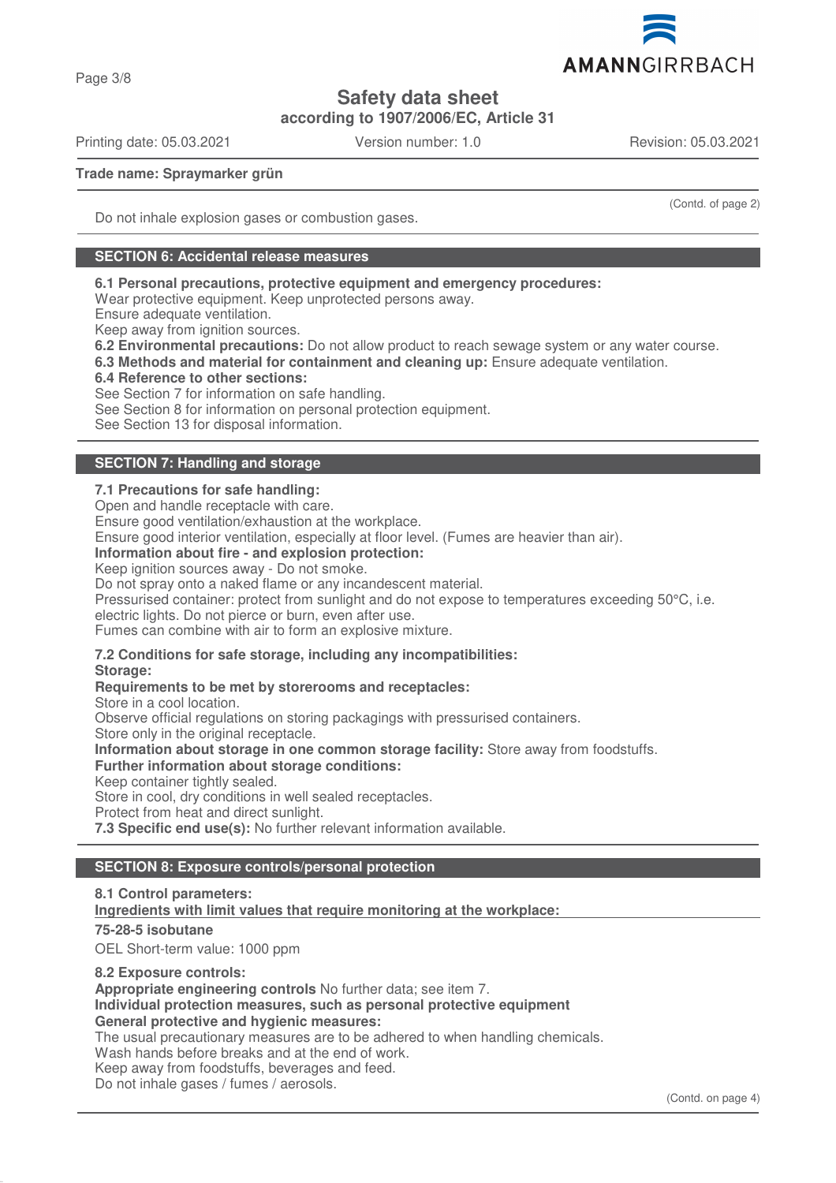Trade name: Spraymarker grün

(Contd. of page 2)

Do not inhale explosion gases or combustion gases.

## SECTION 6: Accidental release measures

**6.1 Personal precautions, protective equipment and emergency procedures:**
Wear protective equipment. Keep unprotected persons away.
Ensure adequate ventilation.
Keep away from ignition sources.
**6.2 Environmental precautions:** Do not allow product to reach sewage system or any water course.
**6.3 Methods and material for containment and cleaning up:** Ensure adequate ventilation.
**6.4 Reference to other sections:**
See Section 7 for information on safe handling.
See Section 8 for information on personal protection equipment.
See Section 13 for disposal information.

## SECTION 7: Handling and storage

**7.1 Precautions for safe handling:**
Open and handle receptacle with care.
Ensure good ventilation/exhaustion at the workplace.
Ensure good interior ventilation, especially at floor level. (Fumes are heavier than air).
**Information about fire - and explosion protection:**
Keep ignition sources away - Do not smoke.
Do not spray onto a naked flame or any incandescent material.
Pressurised container: protect from sunlight and do not expose to temperatures exceeding 50°C, i.e. electric lights. Do not pierce or burn, even after use.
Fumes can combine with air to form an explosive mixture.

**7.2 Conditions for safe storage, including any incompatibilities:**
**Storage:**
**Requirements to be met by storerooms and receptacles:**
Store in a cool location.
Observe official regulations on storing packagings with pressurised containers.
Store only in the original receptacle.
**Information about storage in one common storage facility:** Store away from foodstuffs.
**Further information about storage conditions:**
Keep container tightly sealed.
Store in cool, dry conditions in well sealed receptacles.
Protect from heat and direct sunlight.
**7.3 Specific end use(s):** No further relevant information available.

## SECTION 8: Exposure controls/personal protection

**8.1 Control parameters:**
**Ingredients with limit values that require monitoring at the workplace:**

**75-28-5 isobutane**
OEL Short-term value: 1000 ppm

**8.2 Exposure controls:**
**Appropriate engineering controls** No further data; see item 7.
**Individual protection measures, such as personal protective equipment**
**General protective and hygienic measures:**
The usual precautionary measures are to be adhered to when handling chemicals.
Wash hands before breaks and at the end of work.
Keep away from foodstuffs, beverages and feed.
Do not inhale gases / fumes / aerosols.

(Contd. on page 4)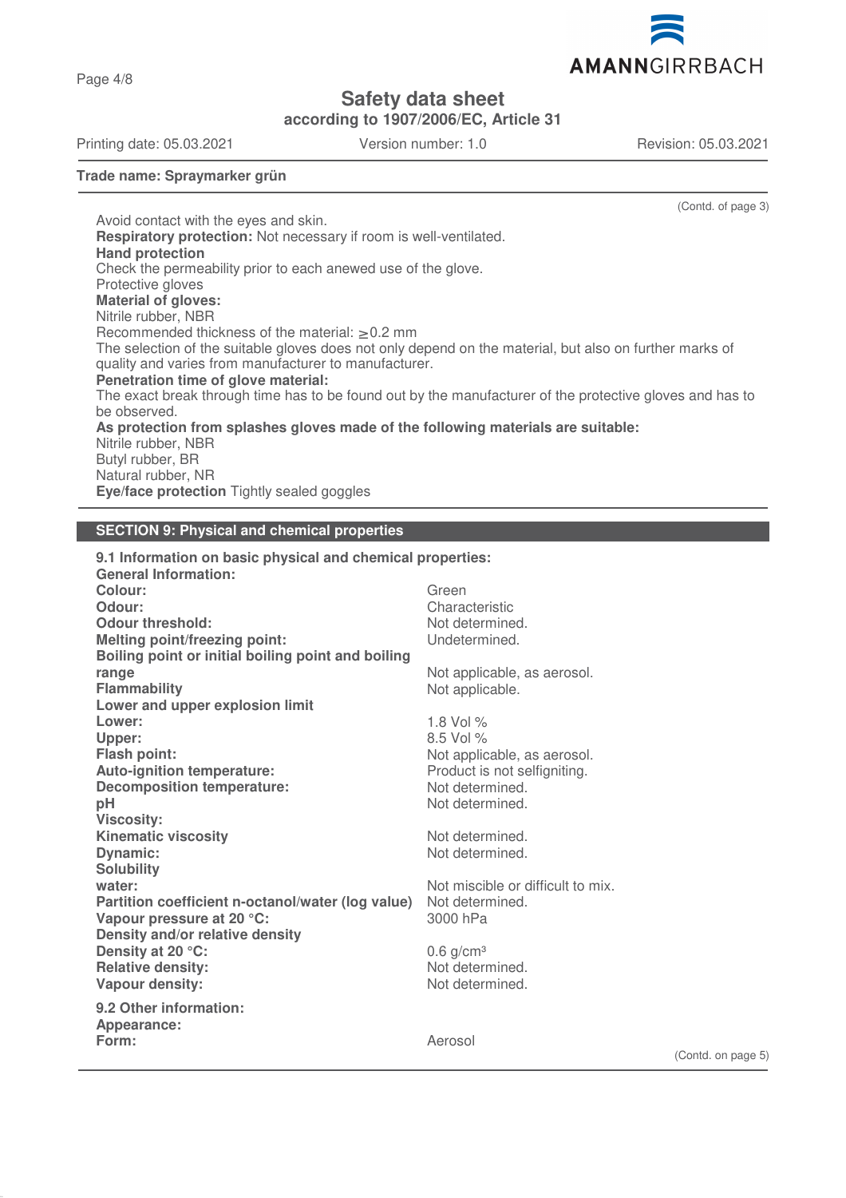**Trade name: Spraymarker grün**

(Contd. of page 3)

Avoid contact with the eyes and skin.

**Respiratory protection:** Not necessary if room is well-ventilated.

**Hand protection**

Check the permeability prior to each anewed use of the glove.

Protective gloves

**Material of gloves:**

Nitrile rubber, NBR

Recommended thickness of the material: ≥0.2 mm

The selection of the suitable gloves does not only depend on the material, but also on further marks of quality and varies from manufacturer to manufacturer.

**Penetration time of glove material:**

The exact break through time has to be found out by the manufacturer of the protective gloves and has to be observed.

**As protection from splashes gloves made of the following materials are suitable:**

Nitrile rubber, NBR

Butyl rubber, BR

Natural rubber, NR

**Eye/face protection** Tightly sealed goggles

## SECTION 9: Physical and chemical properties

**9.1 Information on basic physical and chemical properties:**

**General Information:**

| | |
|---|---|
| **Colour:** | Green |
| **Odour:** | Characteristic |
| **Odour threshold:** | Not determined. |
| **Melting point/freezing point:** | Undetermined. |
| **Boiling point or initial boiling point and boiling range** | Not applicable, as aerosol. |
| **Flammability** | Not applicable. |
| **Lower and upper explosion limit** | |
| **Lower:** | 1.8 Vol % |
| **Upper:** | 8.5 Vol % |
| **Flash point:** | Not applicable, as aerosol. |
| **Auto-ignition temperature:** | Product is not selfigniting. |
| **Decomposition temperature:** | Not determined. |
| **pH** | Not determined. |
| **Viscosity:** | |
| **Kinematic viscosity** | Not determined. |
| **Dynamic:** | Not determined. |
| **Solubility** | |
| **water:** | Not miscible or difficult to mix. |
| **Partition coefficient n-octanol/water (log value)** | Not determined. |
| **Vapour pressure at 20 °C:** | 3000 hPa |
| **Density and/or relative density** | |
| **Density at 20 °C:** | 0.6 g/cm³ |
| **Relative density:** | Not determined. |
| **Vapour density:** | Not determined. |

**9.2 Other information:**

**Appearance:**

| | |
|---|---|
| **Form:** | Aerosol |

(Contd. on page 5)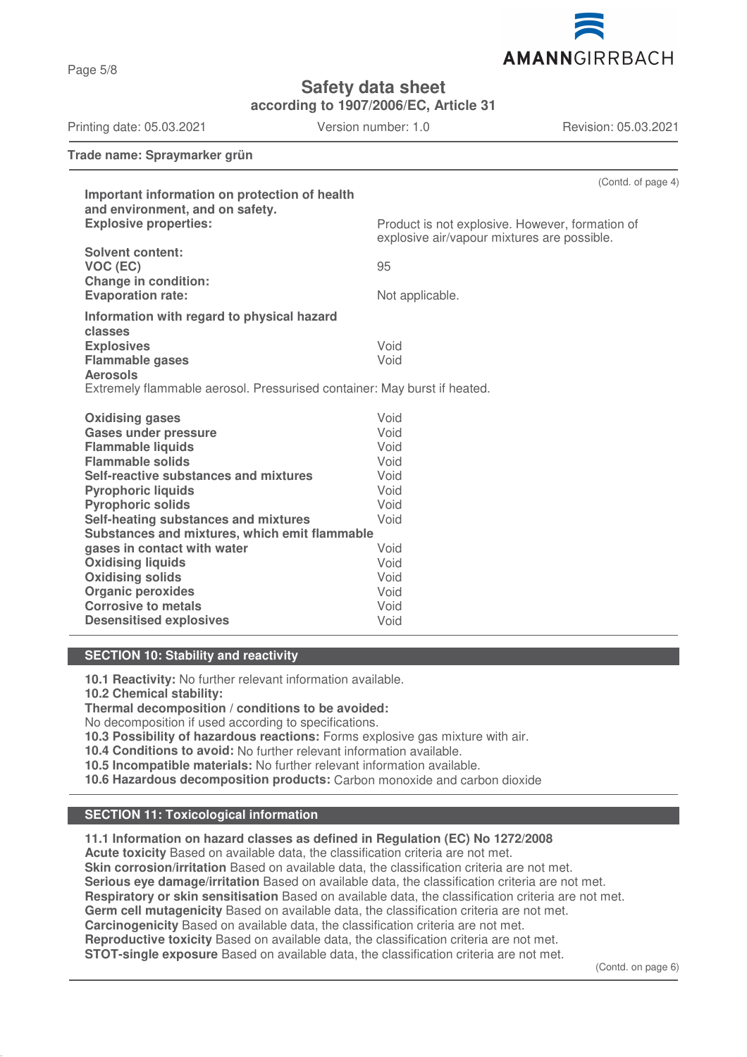**Safety data sheet**

**according to 1907/2006/EC, Article 31**

Printing date: 05.03.2021 Version number: 1.0 Revision: 05.03.2021

**Trade name: Spraymarker grün**

(Contd. of page 4)

**Important information on protection of health and environment, and on safety.**

| | |
|---|---|
| **Explosive properties:** | Product is not explosive. However, formation of explosive air/vapour mixtures are possible. |
| **Solvent content:** | |
| **VOC (EC)** | 95 |
| **Change in condition:** | |
| **Evaporation rate:** | Not applicable. |

**Information with regard to physical hazard classes**

| | |
|---|---|
| **Explosives** | Void |
| **Flammable gases** | Void |

**Aerosols**

Extremely flammable aerosol. Pressurised container: May burst if heated.

| | |
|---|---|
| **Oxidising gases** | Void |
| **Gases under pressure** | Void |
| **Flammable liquids** | Void |
| **Flammable solids** | Void |
| **Self-reactive substances and mixtures** | Void |
| **Pyrophoric liquids** | Void |
| **Pyrophoric solids** | Void |
| **Self-heating substances and mixtures** | Void |
| **Substances and mixtures, which emit flammable gases in contact with water** | Void |
| **Oxidising liquids** | Void |
| **Oxidising solids** | Void |
| **Organic peroxides** | Void |
| **Corrosive to metals** | Void |
| **Desensitised explosives** | Void |

## SECTION 10: Stability and reactivity

**10.1 Reactivity:** No further relevant information available.

**10.2 Chemical stability:**

**Thermal decomposition / conditions to be avoided:**

No decomposition if used according to specifications.

**10.3 Possibility of hazardous reactions:** Forms explosive gas mixture with air.

**10.4 Conditions to avoid:** No further relevant information available.

**10.5 Incompatible materials:** No further relevant information available.

**10.6 Hazardous decomposition products:** Carbon monoxide and carbon dioxide

## SECTION 11: Toxicological information

**11.1 Information on hazard classes as defined in Regulation (EC) No 1272/2008**

**Acute toxicity** Based on available data, the classification criteria are not met.

**Skin corrosion/irritation** Based on available data, the classification criteria are not met.

**Serious eye damage/irritation** Based on available data, the classification criteria are not met.

**Respiratory or skin sensitisation** Based on available data, the classification criteria are not met.

**Germ cell mutagenicity** Based on available data, the classification criteria are not met.

**Carcinogenicity** Based on available data, the classification criteria are not met.

**Reproductive toxicity** Based on available data, the classification criteria are not met.

**STOT-single exposure** Based on available data, the classification criteria are not met.

(Contd. on page 6)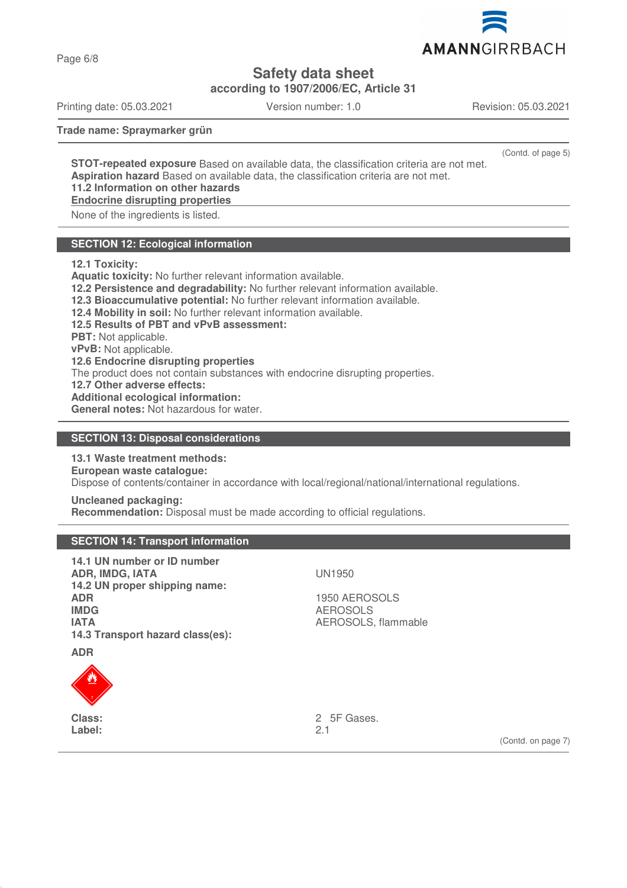Trade name: Spraymarker grün

(Contd. of page 5)

**STOT-repeated exposure** Based on available data, the classification criteria are not met.
**Aspiration hazard** Based on available data, the classification criteria are not met.
**11.2 Information on other hazards**
**Endocrine disrupting properties**

None of the ingredients is listed.

## SECTION 12: Ecological information

**12.1 Toxicity:**
**Aquatic toxicity:** No further relevant information available.
**12.2 Persistence and degradability:** No further relevant information available.
**12.3 Bioaccumulative potential:** No further relevant information available.
**12.4 Mobility in soil:** No further relevant information available.
**12.5 Results of PBT and vPvB assessment:**
**PBT:** Not applicable.
**vPvB:** Not applicable.
**12.6 Endocrine disrupting properties**
The product does not contain substances with endocrine disrupting properties.
**12.7 Other adverse effects:**
**Additional ecological information:**
**General notes:** Not hazardous for water.

## SECTION 13: Disposal considerations

**13.1 Waste treatment methods:**
**European waste catalogue:**
Dispose of contents/container in accordance with local/regional/national/international regulations.

**Uncleaned packaging:**
**Recommendation:** Disposal must be made according to official regulations.

## SECTION 14: Transport information

| | |
|---|---|
| **14.1 UN number or ID number** | |
| **ADR, IMDG, IATA** | UN1950 |
| **14.2 UN proper shipping name:** | |
| **ADR** | 1950 AEROSOLS |
| **IMDG** | AEROSOLS |
| **IATA** | AEROSOLS, flammable |
| **14.3 Transport hazard class(es):** | |

**ADR**

| | |
|---|---|
| **Class:** | 2 5F Gases. |
| **Label:** | 2.1 |

(Contd. on page 7)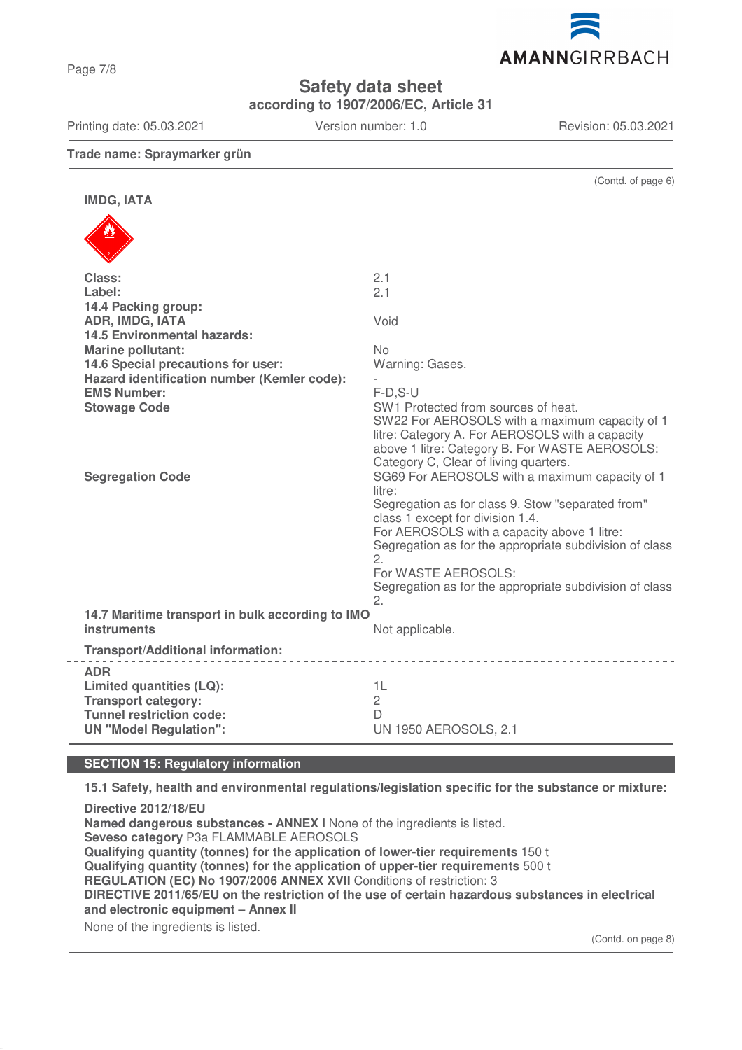**Trade name: Spraymarker grün**

(Contd. of page 6)

**IMDG, IATA**

| | |
|---|---|
| **Class:** | 2.1 |
| **Label:** | 2.1 |
| **14.4 Packing group:** | |
| **ADR, IMDG, IATA** | Void |
| **14.5 Environmental hazards:** | |
| **Marine pollutant:** | No |
| **14.6 Special precautions for user:** | Warning: Gases. |
| **Hazard identification number (Kemler code):** | - |
| **EMS Number:** | F-D,S-U |
| **Stowage Code** | SW1 Protected from sources of heat.<br>SW22 For AEROSOLS with a maximum capacity of 1 litre: Category A. For AEROSOLS with a capacity above 1 litre: Category B. For WASTE AEROSOLS: Category C, Clear of living quarters. |
| **Segregation Code** | SG69 For AEROSOLS with a maximum capacity of 1 litre:<br>Segregation as for class 9. Stow "separated from" class 1 except for division 1.4.<br>For AEROSOLS with a capacity above 1 litre:<br>Segregation as for the appropriate subdivision of class 2.<br>For WASTE AEROSOLS:<br>Segregation as for the appropriate subdivision of class 2. |
| **14.7 Maritime transport in bulk according to IMO instruments** | Not applicable. |

**Transport/Additional information:**

| | |
|---|---|
| **ADR** | |
| **Limited quantities (LQ):** | 1L |
| **Transport category:** | 2 |
| **Tunnel restriction code:** | D |
| **UN "Model Regulation":** | UN 1950 AEROSOLS, 2.1 |

## SECTION 15: Regulatory information

**15.1 Safety, health and environmental regulations/legislation specific for the substance or mixture:**

**Directive 2012/18/EU**
**Named dangerous substances - ANNEX I** None of the ingredients is listed.
**Seveso category** P3a FLAMMABLE AEROSOLS
**Qualifying quantity (tonnes) for the application of lower-tier requirements** 150 t
**Qualifying quantity (tonnes) for the application of upper-tier requirements** 500 t
**REGULATION (EC) No 1907/2006 ANNEX XVII** Conditions of restriction: 3
**DIRECTIVE 2011/65/EU on the restriction of the use of certain hazardous substances in electrical and electronic equipment – Annex II**

None of the ingredients is listed.

(Contd. on page 8)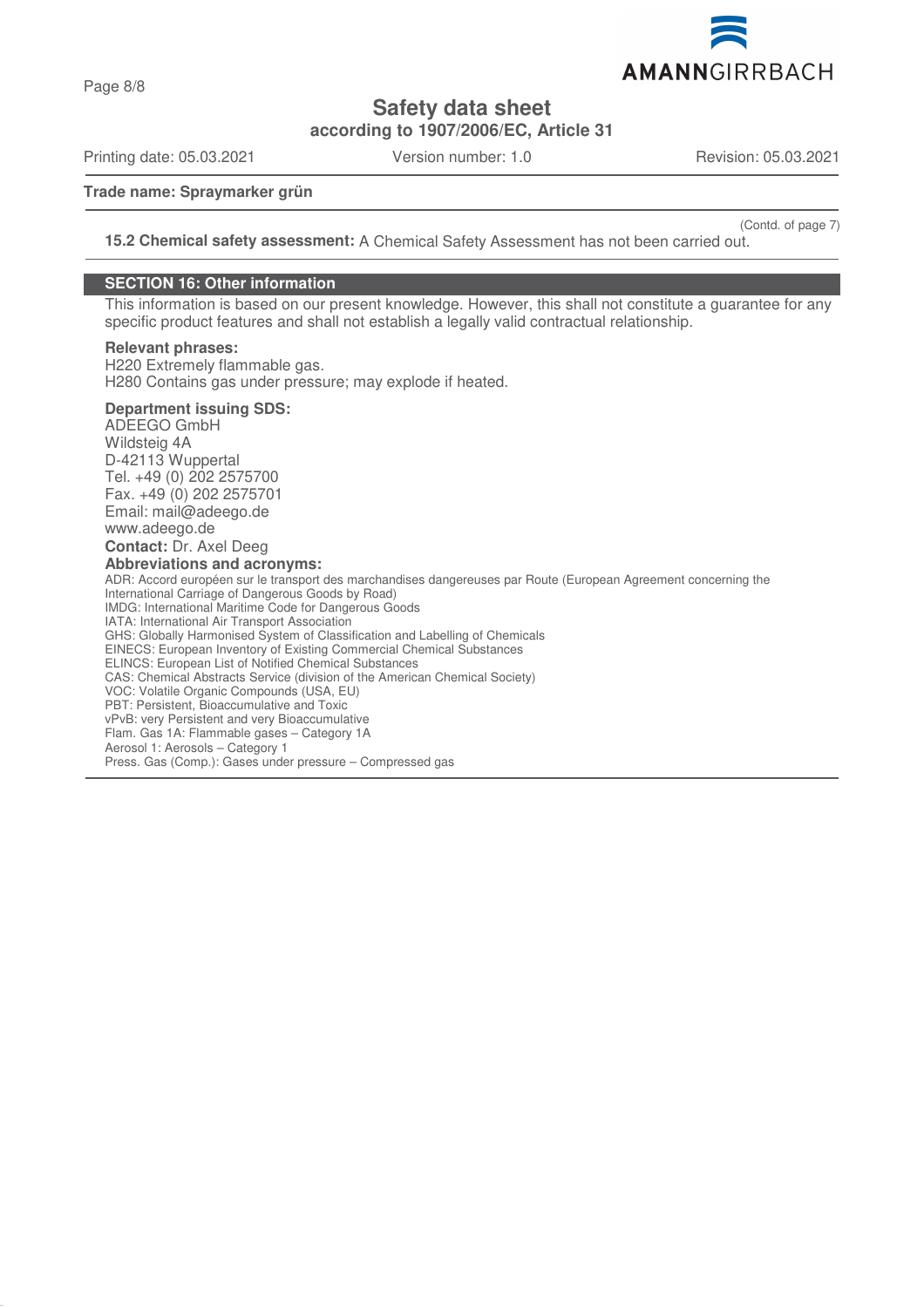(Contd. of page 7)

**15.2 Chemical safety assessment:** A Chemical Safety Assessment has not been carried out.

## SECTION 16: Other information

This information is based on our present knowledge. However, this shall not constitute a guarantee for any specific product features and shall not establish a legally valid contractual relationship.

**Relevant phrases:**
H220 Extremely flammable gas.
H280 Contains gas under pressure; may explode if heated.

**Department issuing SDS:**
ADEEGO GmbH
Wildsteig 4A
D-42113 Wuppertal
Tel. +49 (0) 202 2575700
Fax. +49 (0) 202 2575701
Email: mail@adeego.de
www.adeego.de

**Contact:** Dr. Axel Deeg

**Abbreviations and acronyms:**
ADR: Accord européen sur le transport des marchandises dangereuses par Route (European Agreement concerning the International Carriage of Dangerous Goods by Road)
IMDG: International Maritime Code for Dangerous Goods
IATA: International Air Transport Association
GHS: Globally Harmonised System of Classification and Labelling of Chemicals
EINECS: European Inventory of Existing Commercial Chemical Substances
ELINCS: European List of Notified Chemical Substances
CAS: Chemical Abstracts Service (division of the American Chemical Society)
VOC: Volatile Organic Compounds (USA, EU)
PBT: Persistent, Bioaccumulative and Toxic
vPvB: very Persistent and very Bioaccumulative
Flam. Gas 1A: Flammable gases – Category 1A
Aerosol 1: Aerosols – Category 1
Press. Gas (Comp.): Gases under pressure – Compressed gas